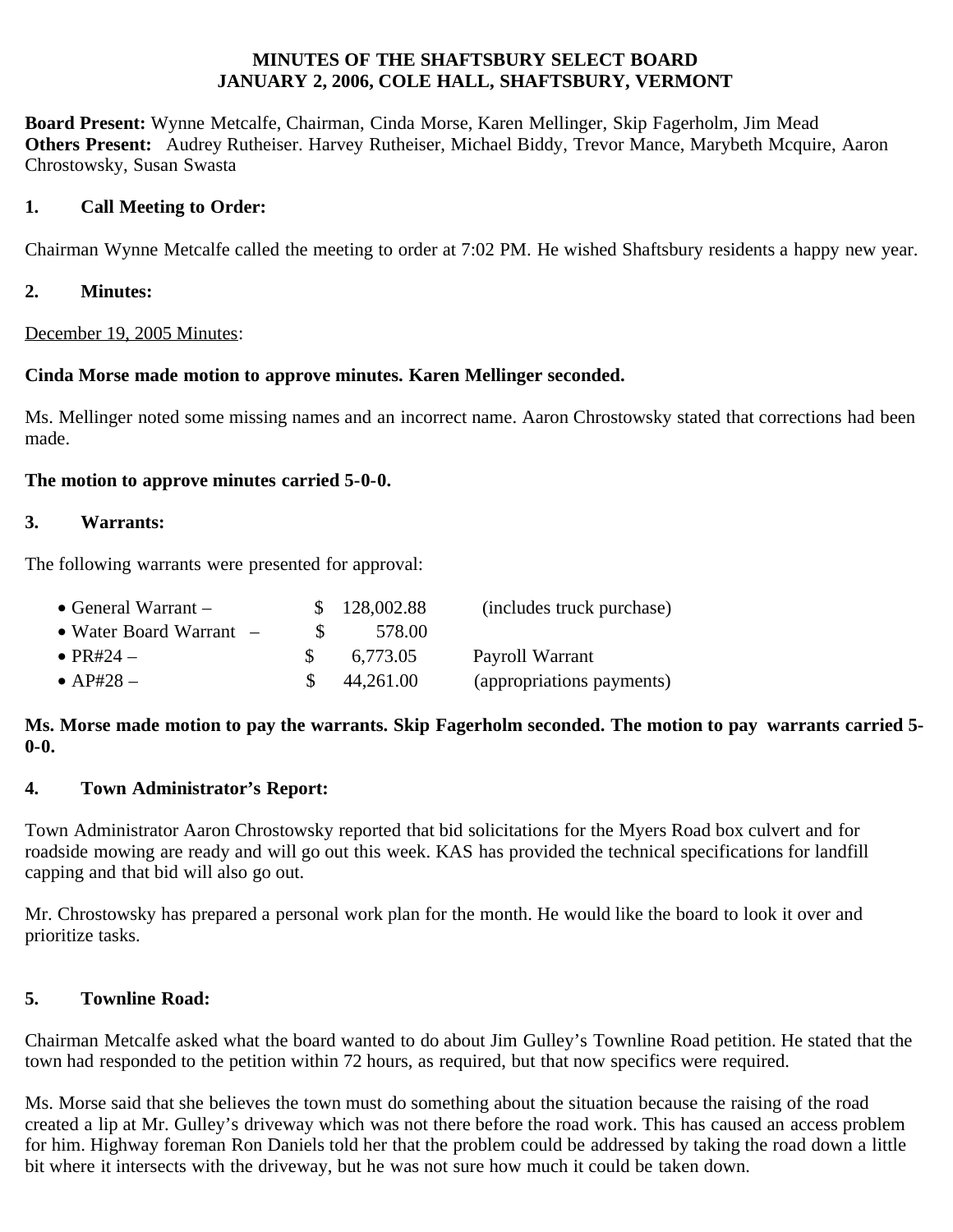# MINUTES OF THE SHAFTSBURY SELECT BOARD
# JANUARY 2, 2006, COLE HALL, SHAFTSBURY, VERMONT

**Board Present:** Wynne Metcalfe, Chairman, Cinda Morse, Karen Mellinger, Skip Fagerholm, Jim Mead
**Others Present:** Audrey Rutheiser. Harvey Rutheiser, Michael Biddy, Trevor Mance, Marybeth Mcquire, Aaron Chrostowsky, Susan Swasta

## 1. Call Meeting to Order:

Chairman Wynne Metcalfe called the meeting to order at 7:02 PM. He wished Shaftsbury residents a happy new year.

## 2. Minutes:

December 19, 2005 Minutes:

**Cinda Morse made motion to approve minutes. Karen Mellinger seconded.**

Ms. Mellinger noted some missing names and an incorrect name. Aaron Chrostowsky stated that corrections had been made.

**The motion to approve minutes carried 5-0-0.**

## 3. Warrants:

The following warrants were presented for approval:

- General Warrant – $ 128,002.88 (includes truck purchase)
- Water Board Warrant – $ 578.00
- PR#24 – $ 6,773.05 Payroll Warrant
- AP#28 – $ 44,261.00 (appropriations payments)

**Ms. Morse made motion to pay the warrants. Skip Fagerholm seconded. The motion to pay warrants carried 5-0-0.**

## 4. Town Administrator's Report:

Town Administrator Aaron Chrostowsky reported that bid solicitations for the Myers Road box culvert and for roadside mowing are ready and will go out this week. KAS has provided the technical specifications for landfill capping and that bid will also go out.

Mr. Chrostowsky has prepared a personal work plan for the month. He would like the board to look it over and prioritize tasks.

## 5. Townline Road:

Chairman Metcalfe asked what the board wanted to do about Jim Gulley's Townline Road petition. He stated that the town had responded to the petition within 72 hours, as required, but that now specifics were required.

Ms. Morse said that she believes the town must do something about the situation because the raising of the road created a lip at Mr. Gulley's driveway which was not there before the road work. This has caused an access problem for him. Highway foreman Ron Daniels told her that the problem could be addressed by taking the road down a little bit where it intersects with the driveway, but he was not sure how much it could be taken down.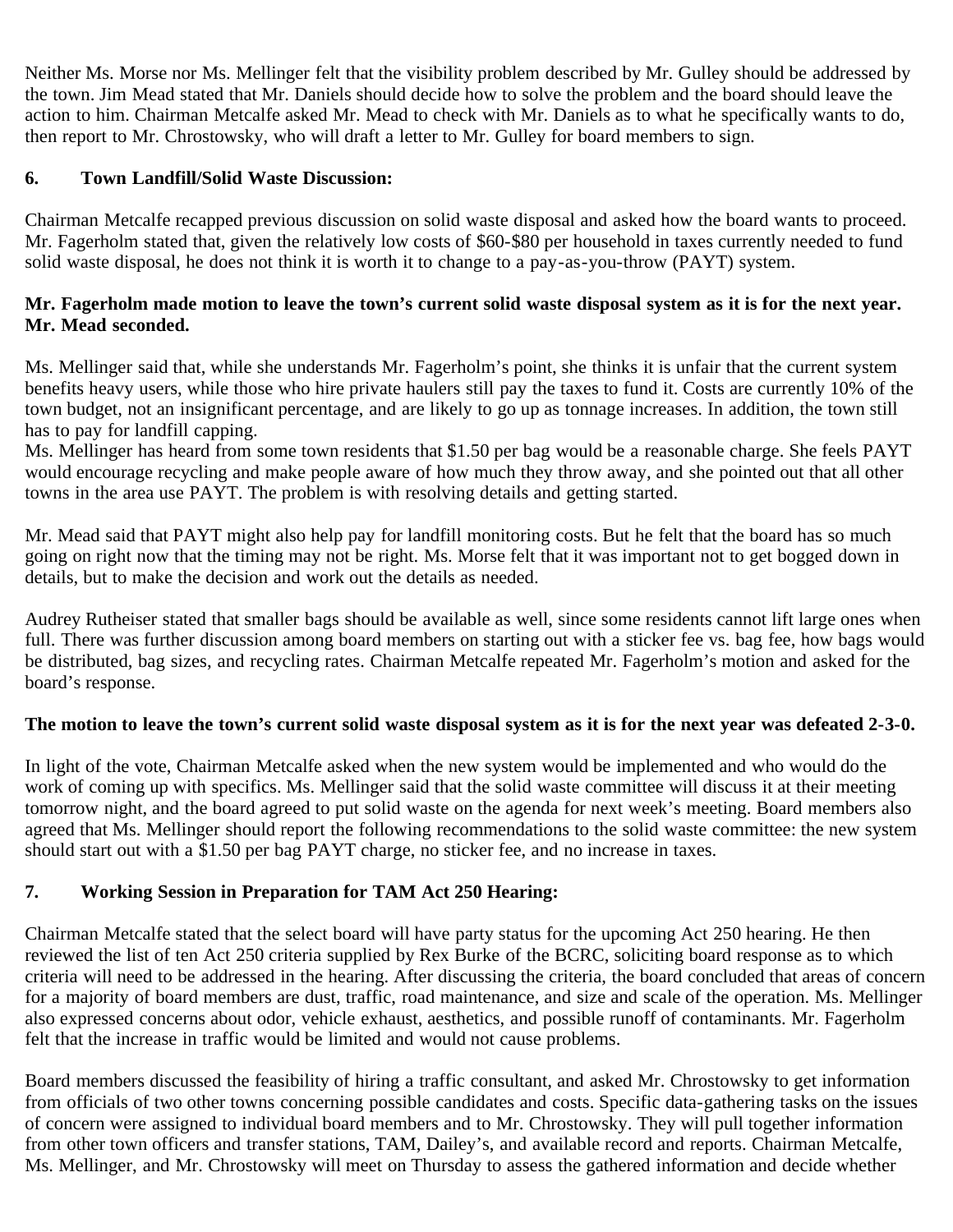Neither Ms. Morse nor Ms. Mellinger felt that the visibility problem described by Mr. Gulley should be addressed by the town. Jim Mead stated that Mr. Daniels should decide how to solve the problem and the board should leave the action to him. Chairman Metcalfe asked Mr. Mead to check with Mr. Daniels as to what he specifically wants to do, then report to Mr. Chrostowsky, who will draft a letter to Mr. Gulley for board members to sign.

**6. Town Landfill/Solid Waste Discussion:**

Chairman Metcalfe recapped previous discussion on solid waste disposal and asked how the board wants to proceed. Mr. Fagerholm stated that, given the relatively low costs of $60-$80 per household in taxes currently needed to fund solid waste disposal, he does not think it is worth it to change to a pay-as-you-throw (PAYT) system.

**Mr. Fagerholm made motion to leave the town's current solid waste disposal system as it is for the next year. Mr. Mead seconded.**

Ms. Mellinger said that, while she understands Mr. Fagerholm's point, she thinks it is unfair that the current system benefits heavy users, while those who hire private haulers still pay the taxes to fund it. Costs are currently 10% of the town budget, not an insignificant percentage, and are likely to go up as tonnage increases. In addition, the town still has to pay for landfill capping.
Ms. Mellinger has heard from some town residents that $1.50 per bag would be a reasonable charge. She feels PAYT would encourage recycling and make people aware of how much they throw away, and she pointed out that all other towns in the area use PAYT. The problem is with resolving details and getting started.

Mr. Mead said that PAYT might also help pay for landfill monitoring costs. But he felt that the board has so much going on right now that the timing may not be right. Ms. Morse felt that it was important not to get bogged down in details, but to make the decision and work out the details as needed.

Audrey Rutheiser stated that smaller bags should be available as well, since some residents cannot lift large ones when full. There was further discussion among board members on starting out with a sticker fee vs. bag fee, how bags would be distributed, bag sizes, and recycling rates. Chairman Metcalfe repeated Mr. Fagerholm's motion and asked for the board's response.

**The motion to leave the town's current solid waste disposal system as it is for the next year was defeated 2-3-0.**

In light of the vote, Chairman Metcalfe asked when the new system would be implemented and who would do the work of coming up with specifics. Ms. Mellinger said that the solid waste committee will discuss it at their meeting tomorrow night, and the board agreed to put solid waste on the agenda for next week's meeting. Board members also agreed that Ms. Mellinger should report the following recommendations to the solid waste committee: the new system should start out with a $1.50 per bag PAYT charge, no sticker fee, and no increase in taxes.

**7. Working Session in Preparation for TAM Act 250 Hearing:**

Chairman Metcalfe stated that the select board will have party status for the upcoming Act 250 hearing. He then reviewed the list of ten Act 250 criteria supplied by Rex Burke of the BCRC, soliciting board response as to which criteria will need to be addressed in the hearing. After discussing the criteria, the board concluded that areas of concern for a majority of board members are dust, traffic, road maintenance, and size and scale of the operation. Ms. Mellinger also expressed concerns about odor, vehicle exhaust, aesthetics, and possible runoff of contaminants. Mr. Fagerholm felt that the increase in traffic would be limited and would not cause problems.

Board members discussed the feasibility of hiring a traffic consultant, and asked Mr. Chrostowsky to get information from officials of two other towns concerning possible candidates and costs. Specific data-gathering tasks on the issues of concern were assigned to individual board members and to Mr. Chrostowsky. They will pull together information from other town officers and transfer stations, TAM, Dailey's, and available record and reports. Chairman Metcalfe, Ms. Mellinger, and Mr. Chrostowsky will meet on Thursday to assess the gathered information and decide whether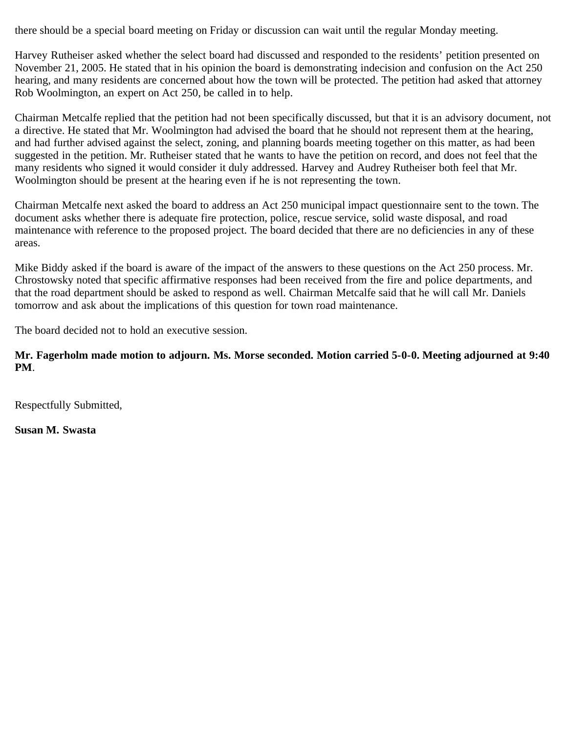there should be a special board meeting on Friday or discussion can wait until the regular Monday meeting.

Harvey Rutheiser asked whether the select board had discussed and responded to the residents' petition presented on November 21, 2005. He stated that in his opinion the board is demonstrating indecision and confusion on the Act 250 hearing, and many residents are concerned about how the town will be protected. The petition had asked that attorney Rob Woolmington, an expert on Act 250, be called in to help.

Chairman Metcalfe replied that the petition had not been specifically discussed, but that it is an advisory document, not a directive. He stated that Mr. Woolmington had advised the board that he should not represent them at the hearing, and had further advised against the select, zoning, and planning boards meeting together on this matter, as had been suggested in the petition. Mr. Rutheiser stated that he wants to have the petition on record, and does not feel that the many residents who signed it would consider it duly addressed. Harvey and Audrey Rutheiser both feel that Mr. Woolmington should be present at the hearing even if he is not representing the town.

Chairman Metcalfe next asked the board to address an Act 250 municipal impact questionnaire sent to the town. The document asks whether there is adequate fire protection, police, rescue service, solid waste disposal, and road maintenance with reference to the proposed project. The board decided that there are no deficiencies in any of these areas.

Mike Biddy asked if the board is aware of the impact of the answers to these questions on the Act 250 process. Mr. Chrostowsky noted that specific affirmative responses had been received from the fire and police departments, and that the road department should be asked to respond as well. Chairman Metcalfe said that he will call Mr. Daniels tomorrow and ask about the implications of this question for town road maintenance.

The board decided not to hold an executive session.

**Mr. Fagerholm made motion to adjourn. Ms. Morse seconded. Motion carried 5-0-0. Meeting adjourned at 9:40 PM**.

Respectfully Submitted,

**Susan M. Swasta**